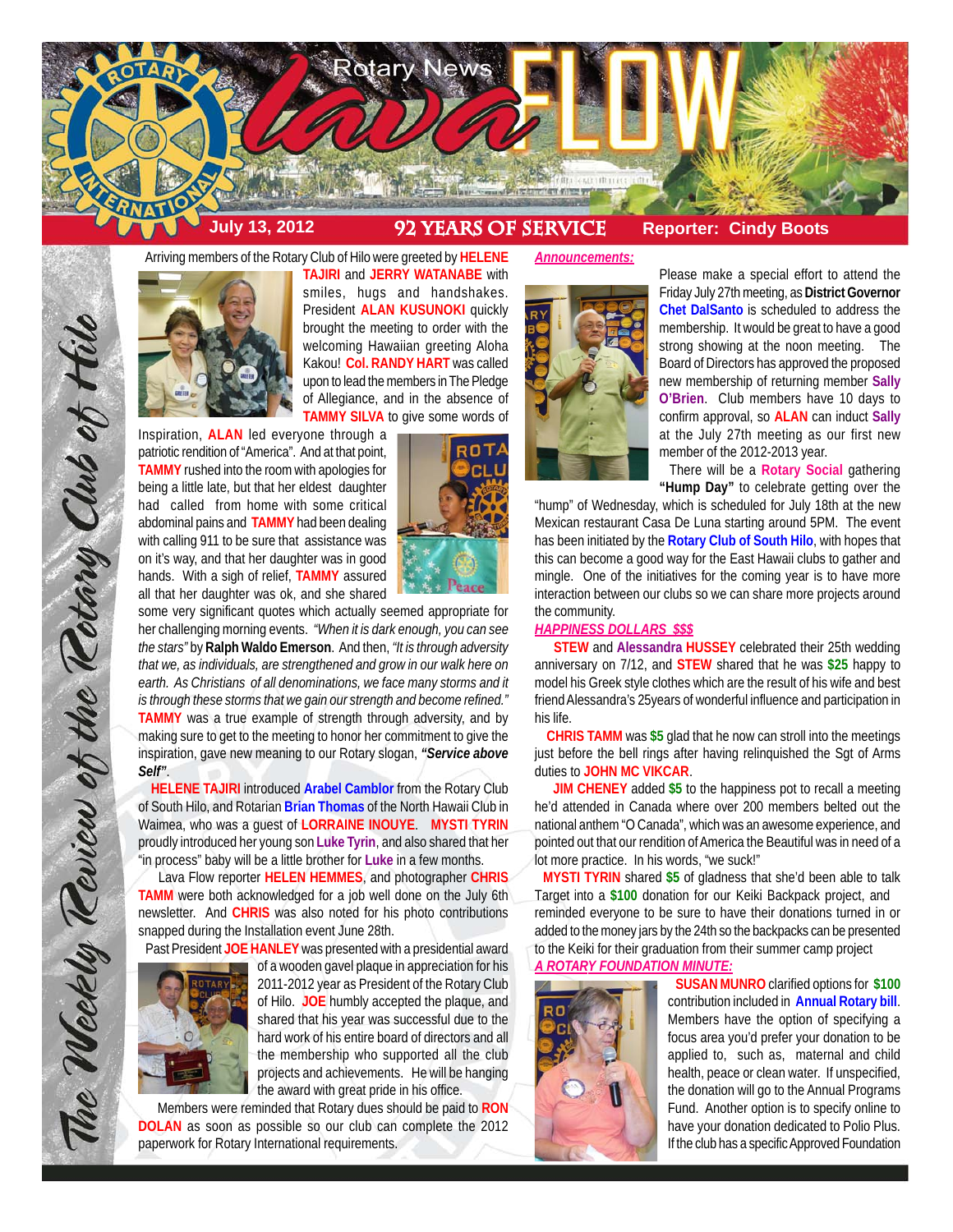# Rotary News lava FLOW

**July 13, 2012** — **92 YEARS OF SERVICE** — **Reporter: Cindy Boots**

*The Weekly Review of the Rotary Club of Hilo*

Arriving members of the Rotary Club of Hilo were greeted by **HELENE TAJIRI** and **JERRY WATANABE** with smiles, hugs and handshakes. President **ALAN KUSUNOKI** quickly brought the meeting to order with the welcoming Hawaiian greeting Aloha Kakou! **Col. RANDY HART** was called upon to lead the members in The Pledge of Allegiance, and in the absence of **TAMMY SILVA** to give some words of Inspiration, **ALAN** led everyone through a patriotic rendition of "America". And at that point, **TAMMY** rushed into the room with apologies for being a little late, but that her eldest daughter had called from home with some critical abdominal pains and **TAMMY** had been dealing with calling 911 to be sure that assistance was on it's way, and that her daughter was in good hands. With a sigh of relief, **TAMMY** assured all that her daughter was ok, and she shared some very significant quotes which actually seemed appropriate for her challenging morning events. *"When it is dark enough, you can see the stars"* by **Ralph Waldo Emerson**. And then, *"It is through adversity that we, as individuals, are strengthened and grow in our walk here on earth. As Christians of all denominations, we face many storms and it is through these storms that we gain our strength and become refined."* **TAMMY** was a true example of strength through adversity, and by making sure to get to the meeting to honor her commitment to give the inspiration, gave new meaning to our Rotary slogan, ***"Service above Self"***.

**HELENE TAJIRI** introduced **Arabel Camblor** from the Rotary Club of South Hilo, and Rotarian **Brian Thomas** of the North Hawaii Club in Waimea, who was a guest of **LORRAINE INOUYE**. **MYSTI TYRIN** proudly introduced her young son **Luke Tyrin**, and also shared that her "in process" baby will be a little brother for **Luke** in a few months.

Lava Flow reporter **HELEN HEMMES**, and photographer **CHRIS TAMM** were both acknowledged for a job well done on the July 6th newsletter. And **CHRIS** was also noted for his photo contributions snapped during the Installation event June 28th.

Past President **JOE HANLEY** was presented with a presidential award of a wooden gavel plaque in appreciation for his 2011-2012 year as President of the Rotary Club of Hilo. **JOE** humbly accepted the plaque, and shared that his year was successful due to the hard work of his entire board of directors and all the membership who supported all the club projects and achievements. He will be hanging the award with great pride in his office.

Members were reminded that Rotary dues should be paid to **RON DOLAN** as soon as possible so our club can complete the 2012 paperwork for Rotary International requirements.

## *Announcements:*

Please make a special effort to attend the Friday July 27th meeting, as **District Governor Chet DalSanto** is scheduled to address the membership. It would be great to have a good strong showing at the noon meeting. The Board of Directors has approved the proposed new membership of returning member **Sally O'Brien**. Club members have 10 days to confirm approval, so **ALAN** can induct **Sally** at the July 27th meeting as our first new member of the 2012-2013 year.

There will be a **Rotary Social** gathering **"Hump Day"** to celebrate getting over the "hump" of Wednesday, which is scheduled for July 18th at the new Mexican restaurant Casa De Luna starting around 5PM. The event has been initiated by the **Rotary Club of South Hilo**, with hopes that this can become a good way for the East Hawaii clubs to gather and mingle. One of the initiatives for the coming year is to have more interaction between our clubs so we can share more projects around the community.

## *HAPPINESS DOLLARS $$$*

**STEW** and **Alessandra HUSSEY** celebrated their 25th wedding anniversary on 7/12, and **STEW** shared that he was **$25** happy to model his Greek style clothes which are the result of his wife and best friend Alessandra's 25years of wonderful influence and participation in his life.

**CHRIS TAMM** was **$5** glad that he now can stroll into the meetings just before the bell rings after having relinquished the Sgt of Arms duties to **JOHN MC VIKCAR**.

**JIM CHENEY** added **$5** to the happiness pot to recall a meeting he'd attended in Canada where over 200 members belted out the national anthem "O Canada", which was an awesome experience, and pointed out that our rendition of America the Beautiful was in need of a lot more practice. In his words, "we suck!"

**MYSTI TYRIN** shared **$5** of gladness that she'd been able to talk Target into a **$100** donation for our Keiki Backpack project, and reminded everyone to be sure to have their donations turned in or added to the money jars by the 24th so the backpacks can be presented to the Keiki for their graduation from their summer camp project

## *A ROTARY FOUNDATION MINUTE:*

**SUSAN MUNRO** clarified options for **$100** contribution included in **Annual Rotary bill**. Members have the option of specifying a focus area you'd prefer your donation to be applied to, such as, maternal and child health, peace or clean water. If unspecified, the donation will go to the Annual Programs Fund. Another option is to specify online to have your donation dedicated to Polio Plus. If the club has a specific Approved Foundation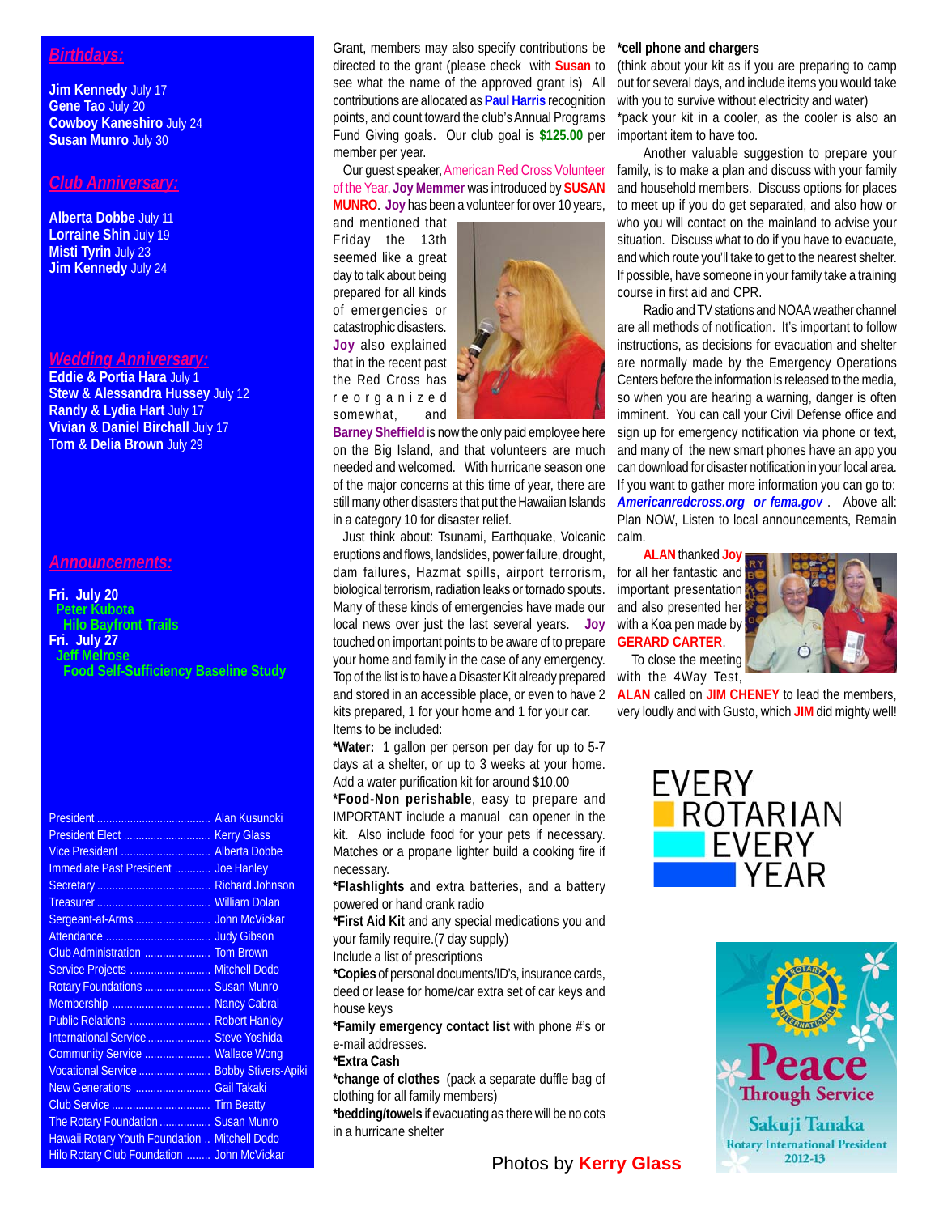## Birthdays:

**Jim Kennedy** July 17
**Gene Tao** July 20
**Cowboy Kaneshiro** July 24
**Susan Munro** July 30

## Club Anniversary:

**Alberta Dobbe** July 11
**Lorraine Shin** July 19
**Misti Tyrin** July 23
**Jim Kennedy** July 24

## Wedding Anniversary:

**Eddie & Portia Hara** July 1
**Stew & Alessandra Hussey** July 12
**Randy & Lydia Hart** July 17
**Vivian & Daniel Birchall** July 17
**Tom & Delia Brown** July 29

## Announcements:

**Fri. July 20**
**Peter Kubota**
**Hilo Bayfront Trails**
**Fri. July 27**
**Jeff Melrose**
**Food Self-Sufficiency Baseline Study**

| | |
|---|---|
| President | Alan Kusunoki |
| President Elect | Kerry Glass |
| Vice President | Alberta Dobbe |
| Immediate Past President | Joe Hanley |
| Secretary | Richard Johnson |
| Treasurer | William Dolan |
| Sergeant-at-Arms | John McVickar |
| Attendance | Judy Gibson |
| Club Administration | Tom Brown |
| Service Projects | Mitchell Dodo |
| Rotary Foundations | Susan Munro |
| Membership | Nancy Cabral |
| Public Relations | Robert Hanley |
| International Service | Steve Yoshida |
| Community Service | Wallace Wong |
| Vocational Service | Bobby Stivers-Apiki |
| New Generations | Gail Takaki |
| Club Service | Tim Beatty |
| The Rotary Foundation | Susan Munro |
| Hawaii Rotary Youth Foundation | Mitchell Dodo |
| Hilo Rotary Club Foundation | John McVickar |

Grant, members may also specify contributions be directed to the grant (please check with **Susan** to see what the name of the approved grant is) All contributions are allocated as **Paul Harris** recognition points, and count toward the club's Annual Programs Fund Giving goals. Our club goal is **$125.00** per member per year.

Our guest speaker, American Red Cross Volunteer of the Year, **Joy Memmer** was introduced by **SUSAN MUNRO**. **Joy** has been a volunteer for over 10 years, and mentioned that Friday the 13th seemed like a great day to talk about being prepared for all kinds of emergencies or catastrophic disasters. **Joy** also explained that in the recent past the Red Cross has reorganized somewhat, and **Barney Sheffield** is now the only paid employee here on the Big Island, and that volunteers are much needed and welcomed. With hurricane season one of the major concerns at this time of year, there are still many other disasters that put the Hawaiian Islands in a category 10 for disaster relief.

Just think about: Tsunami, Earthquake, Volcanic eruptions and flows, landslides, power failure, drought, dam failures, Hazmat spills, airport terrorism, biological terrorism, radiation leaks or tornado spouts. Many of these kinds of emergencies have made our local news over just the last several years. **Joy** touched on important points to be aware of to prepare your home and family in the case of any emergency. Top of the list is to have a Disaster Kit already prepared and stored in an accessible place, or even to have 2 kits prepared, 1 for your home and 1 for your car. Items to be included:

**\*Water:** 1 gallon per person per day for up to 5-7 days at a shelter, or up to 3 weeks at your home. Add a water purification kit for around $10.00

**\*Food-Non perishable**, easy to prepare and IMPORTANT include a manual can opener in the kit. Also include food for your pets if necessary. Matches or a propane lighter build a cooking fire if necessary.

**\*Flashlights** and extra batteries, and a battery powered or hand crank radio

**\*First Aid Kit** and any special medications you and your family require.(7 day supply)
Include a list of prescriptions

**\*Copies** of personal documents/ID's, insurance cards, deed or lease for home/car extra set of car keys and house keys

**\*Family emergency contact list** with phone #'s or e-mail addresses.

**\*Extra Cash**

**\*change of clothes** (pack a separate duffle bag of clothing for all family members)

**\*bedding/towels** if evacuating as there will be no cots in a hurricane shelter

**\*cell phone and chargers**
(think about your kit as if you are preparing to camp out for several days, and include items you would take with you to survive without electricity and water)
\*pack your kit in a cooler, as the cooler is also an important item to have too.

Another valuable suggestion to prepare your family, is to make a plan and discuss with your family and household members. Discuss options for places to meet up if you do get separated, and also how or who you will contact on the mainland to advise your situation. Discuss what to do if you have to evacuate, and which route you'll take to get to the nearest shelter. If possible, have someone in your family take a training course in first aid and CPR.

Radio and TV stations and NOAA weather channel are all methods of notification. It's important to follow instructions, as decisions for evacuation and shelter are normally made by the Emergency Operations Centers before the information is released to the media, so when you are hearing a warning, danger is often imminent. You can call your Civil Defense office and sign up for emergency notification via phone or text, and many of the new smart phones have an app you can download for disaster notification in your local area. If you want to gather more information you can go to: ***Americanredcross.org or fema.gov*** . Above all: Plan NOW, Listen to local announcements, Remain calm.

**ALAN** thanked **Joy** for all her fantastic and important presentation and also presented her with a Koa pen made by **GERARD CARTER**.

To close the meeting with the 4Way Test, **ALAN** called on **JIM CHENEY** to lead the members, very loudly and with Gusto, which **JIM** did mighty well!

EVERY ROTARIAN EVERY YEAR

Peace Through Service
Sakuji Tanaka
Rotary International President 2012-13

Photos by **Kerry Glass**